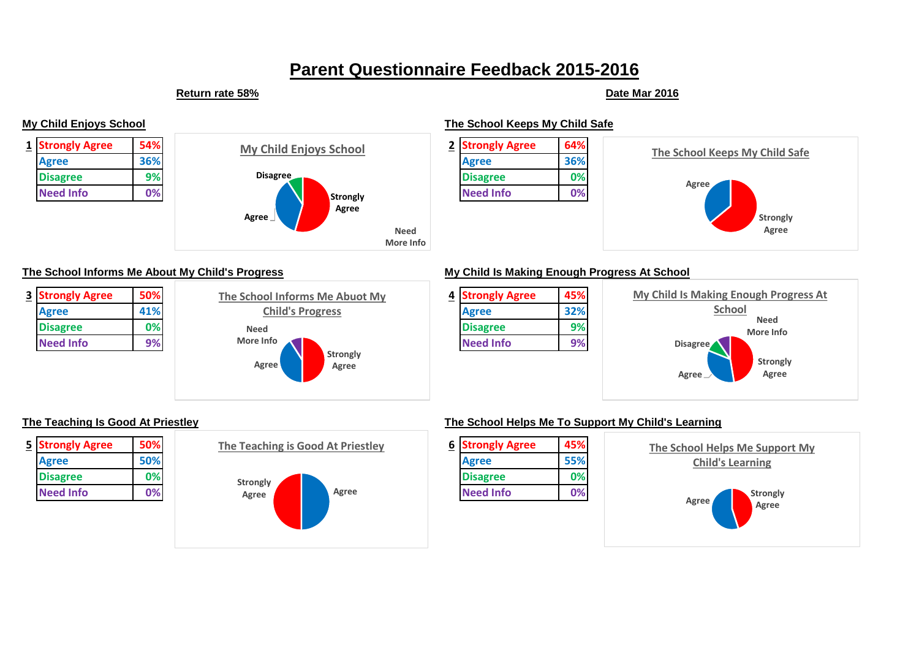# Parent Questionnaire Feedback 2015-2016

**Return rate 58%**

**Date Mar 2016**

## My Child Enjoys School

| 1 | | |
|---|---|---|
| | Strongly Agree | 54% |
| | Agree | 36% |
| | Disagree | 9% |
| | Need Info | 0% |

## The School Keeps My Child Safe

| 2 | | |
|---|---|---|
| | Strongly Agree | 64% |
| | Agree | 36% |
| | Disagree | 0% |
| | Need Info | 0% |

## The School Informs Me About My Child's Progress

| 3 | | |
|---|---|---|
| | Strongly Agree | 50% |
| | Agree | 41% |
| | Disagree | 0% |
| | Need Info | 9% |

## My Child Is Making Enough Progress At School

| 4 | | |
|---|---|---|
| | Strongly Agree | 45% |
| | Agree | 32% |
| | Disagree | 9% |
| | Need Info | 9% |

## The Teaching Is Good At Priestley

| 5 | | |
|---|---|---|
| | Strongly Agree | 50% |
| | Agree | 50% |
| | Disagree | 0% |
| | Need Info | 0% |

## The School Helps Me To Support My Child's Learning

| 6 | | |
|---|---|---|
| | Strongly Agree | 45% |
| | Agree | 55% |
| | Disagree | 0% |
| | Need Info | 0% |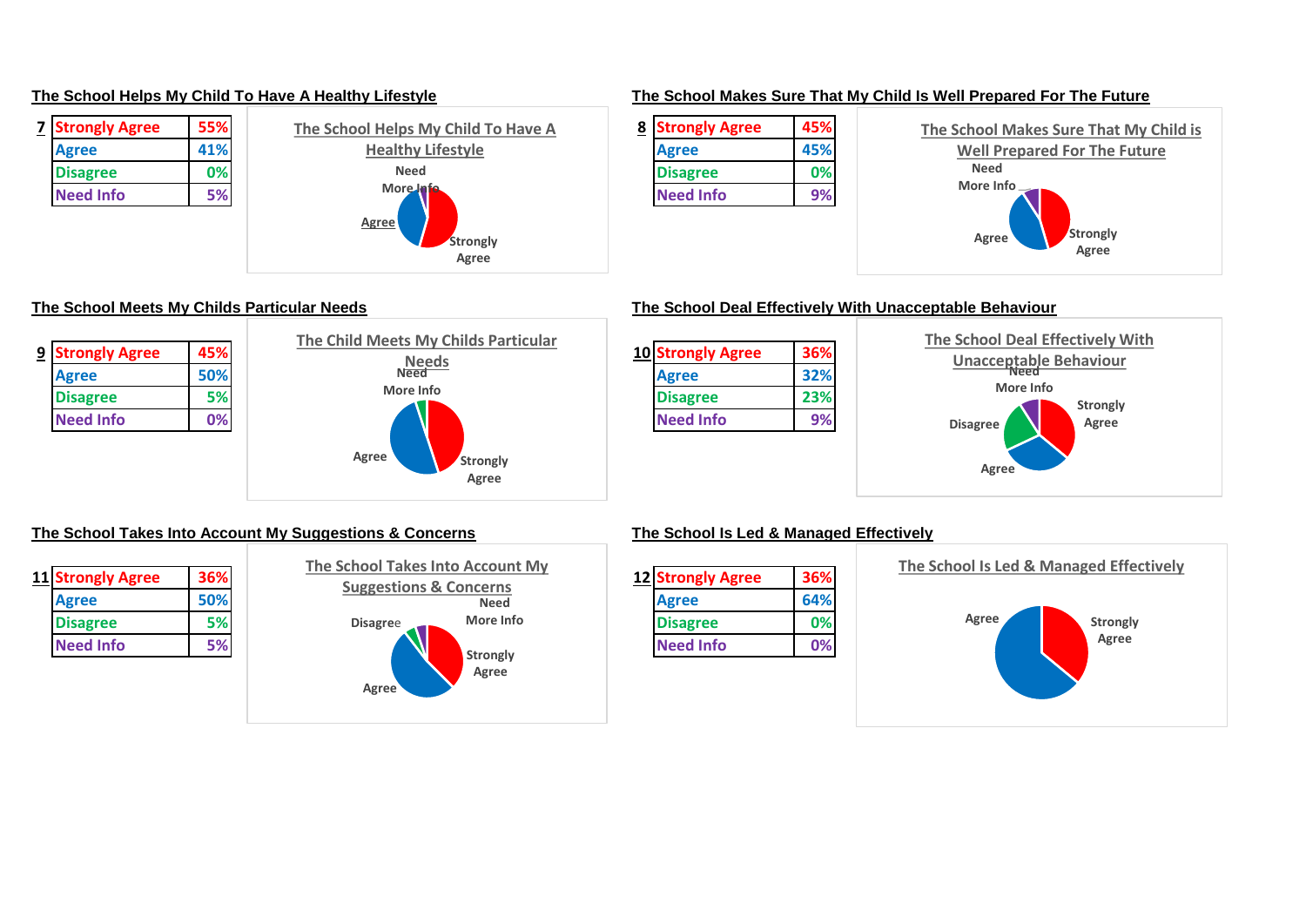## The School Helps My Child To Have A Healthy Lifestyle

| 7 | Strongly Agree | 55% |
|---|---|---|
| | Agree | 41% |
| | Disagree | 0% |
| | Need Info | 5% |

## The School Makes Sure That My Child Is Well Prepared For The Future

| 8 | Strongly Agree | 45% |
|---|---|---|
| | Agree | 45% |
| | Disagree | 0% |
| | Need Info | 9% |

## The School Meets My Childs Particular Needs

| 9 | Strongly Agree | 45% |
|---|---|---|
| | Agree | 50% |
| | Disagree | 5% |
| | Need Info | 0% |

## The School Deal Effectively With Unacceptable Behaviour

| 10 | Strongly Agree | 36% |
|---|---|---|
| | Agree | 32% |
| | Disagree | 23% |
| | Need Info | 9% |

## The School Takes Into Account My Suggestions & Concerns

| 11 | Strongly Agree | 36% |
|---|---|---|
| | Agree | 50% |
| | Disagree | 5% |
| | Need Info | 5% |

## The School Is Led & Managed Effectively

| 12 | Strongly Agree | 36% |
|---|---|---|
| | Agree | 64% |
| | Disagree | 0% |
| | Need Info | 0% |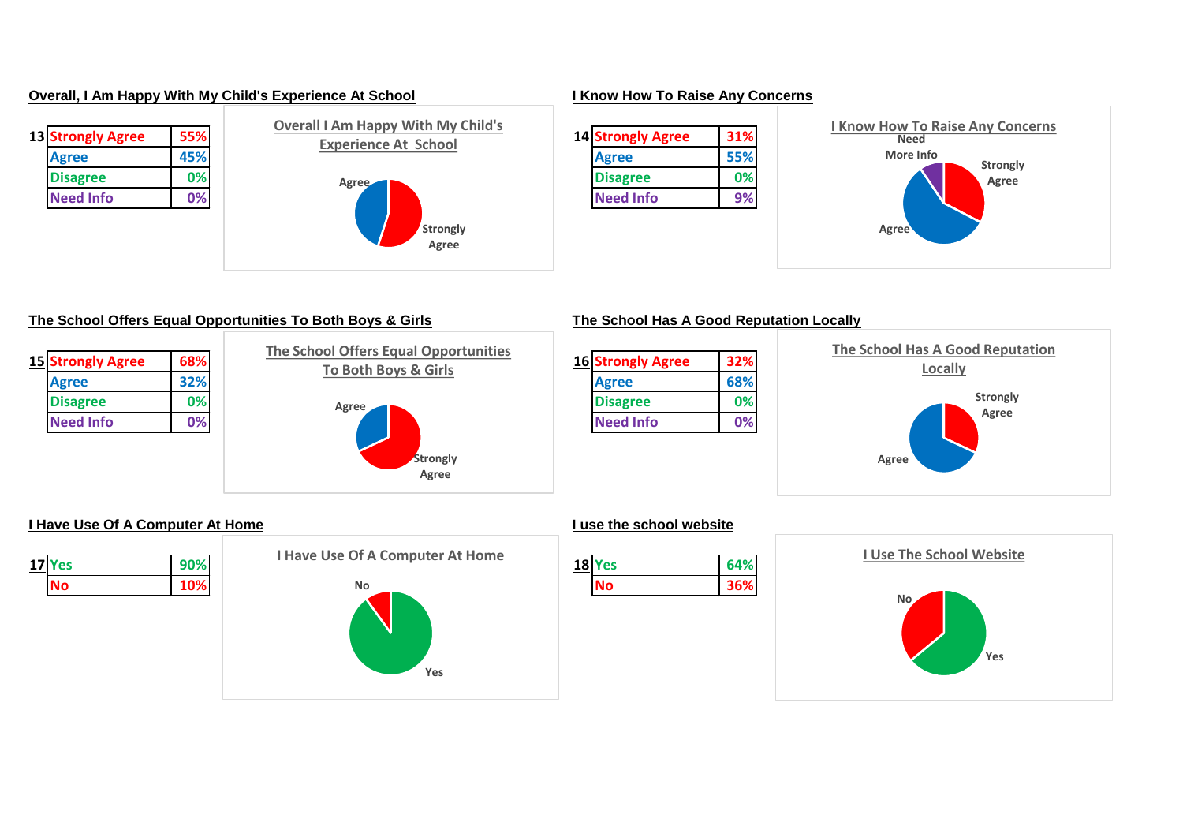## Overall, I Am Happy With My Child's Experience At School

| 13 | | |
|---|---|---|
| | Strongly Agree | 55% |
| | Agree | 45% |
| | Disagree | 0% |
| | Need Info | 0% |

Overall I Am Happy With My Child's Experience At School

## I Know How To Raise Any Concerns

| 14 | | |
|---|---|---|
| | Strongly Agree | 31% |
| | Agree | 55% |
| | Disagree | 0% |
| | Need Info | 9% |

I Know How To Raise Any Concerns

## The School Offers Equal Opportunities To Both Boys & Girls

| 15 | | |
|---|---|---|
| | Strongly Agree | 68% |
| | Agree | 32% |
| | Disagree | 0% |
| | Need Info | 0% |

The School Offers Equal Opportunities To Both Boys & Girls

## The School Has A Good Reputation Locally

| 16 | | |
|---|---|---|
| | Strongly Agree | 32% |
| | Agree | 68% |
| | Disagree | 0% |
| | Need Info | 0% |

The School Has A Good Reputation Locally

## I Have Use Of A Computer At Home

| 17 | | |
|---|---|---|
| | Yes | 90% |
| | No | 10% |

I Have Use Of A Computer At Home

## I use the school website

| 18 | | |
|---|---|---|
| | Yes | 64% |
| | No | 36% |

I Use The School Website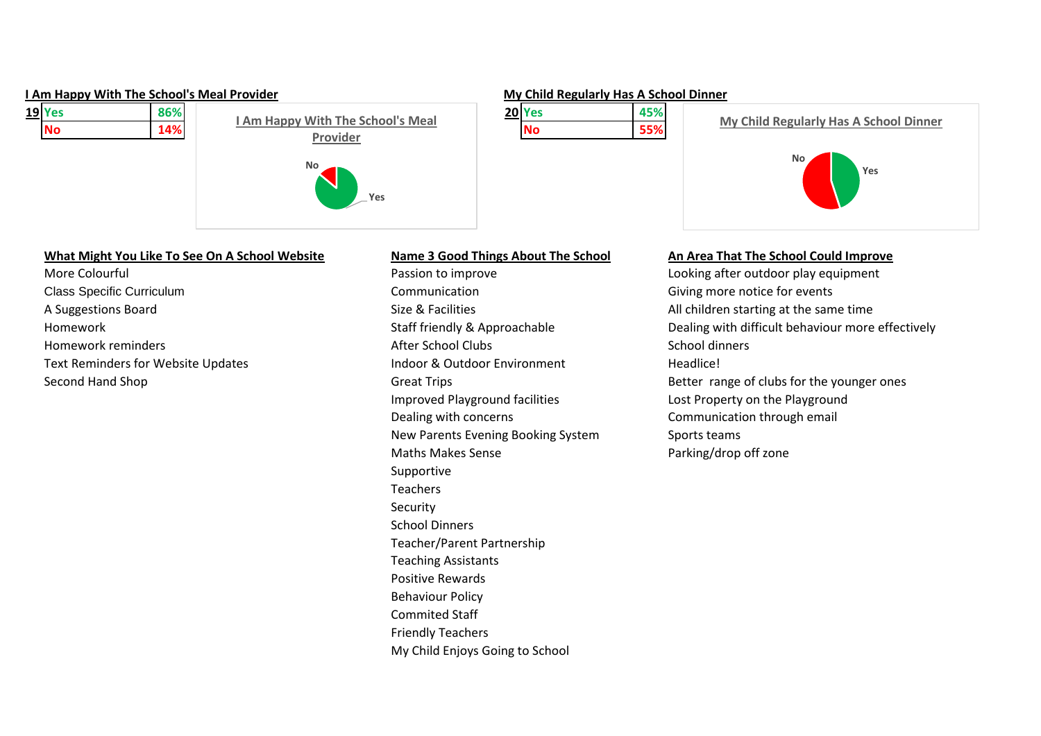## I Am Happy With The School's Meal Provider

| 19 | | |
|---|---|---|
| | Yes | 86% |
| | No | 14% |

I Am Happy With The School's Meal Provider

No

Yes

## My Child Regularly Has A School Dinner

| 20 | | |
|---|---|---|
| | Yes | 45% |
| | No | 55% |

My Child Regularly Has A School Dinner

No

Yes

## What Might You Like To See On A School Website

More Colourful
Class Specific Curriculum
A Suggestions Board
Homework
Homework reminders
Text Reminders for Website Updates
Second Hand Shop

## Name 3 Good Things About The School

Passion to improve
Communication
Size & Facilities
Staff friendly & Approachable
After School Clubs
Indoor & Outdoor Environment
Great Trips
Improved Playground facilities
Dealing with concerns
New Parents Evening Booking System
Maths Makes Sense
Supportive
Teachers
Security
School Dinners
Teacher/Parent Partnership
Teaching Assistants
Positive Rewards
Behaviour Policy
Commited Staff
Friendly Teachers
My Child Enjoys Going to School

## An Area That The School Could Improve

Looking after outdoor play equipment
Giving more notice for events
All children starting at the same time
Dealing with difficult behaviour more effectively
School dinners
Headlice!
Better range of clubs for the younger ones
Lost Property on the Playground
Communication through email
Sports teams
Parking/drop off zone